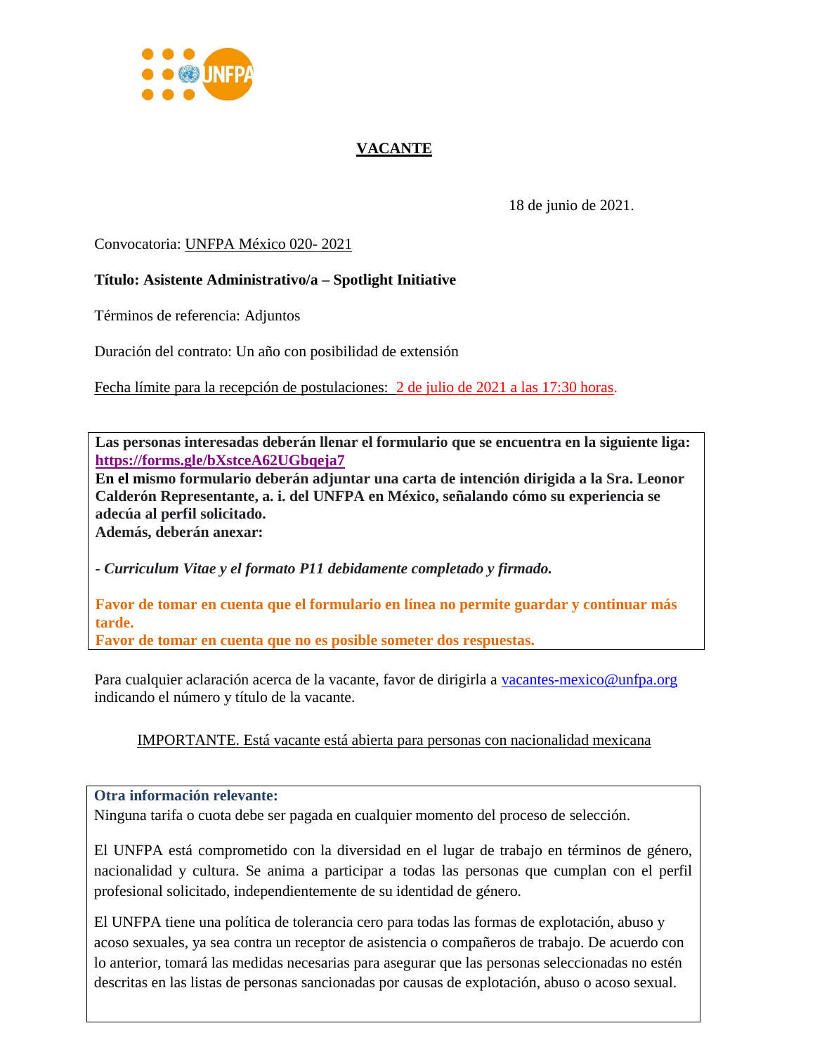# VACANTE

18 de junio de 2021.

Convocatoria: UNFPA México 020- 2021

**Título: Asistente Administrativo/a – Spotlight Initiative**

Términos de referencia: Adjuntos

Duración del contrato: Un año con posibilidad de extensión

Fecha límite para la recepción de postulaciones: 2 de julio de 2021 a las 17:30 horas.

**Las personas interesadas deberán llenar el formulario que se encuentra en la siguiente liga:** **https://forms.gle/bXstceA62UGbqeja7**
**En el mismo formulario deberán adjuntar una carta de intención dirigida a la Sra. Leonor Calderón Representante, a. i. del UNFPA en México, señalando cómo su experiencia se adecúa al perfil solicitado.**
**Además, deberán anexar:**

- ***Curriculum Vitae y el formato P11 debidamente completado y firmado.***

**Favor de tomar en cuenta que el formulario en línea no permite guardar y continuar más tarde.**
**Favor de tomar en cuenta que no es posible someter dos respuestas.**

Para cualquier aclaración acerca de la vacante, favor de dirigirla a vacantes-mexico@unfpa.org indicando el número y título de la vacante.

IMPORTANTE. Está vacante está abierta para personas con nacionalidad mexicana

**Otra información relevante:**
Ninguna tarifa o cuota debe ser pagada en cualquier momento del proceso de selección.

El UNFPA está comprometido con la diversidad en el lugar de trabajo en términos de género, nacionalidad y cultura. Se anima a participar a todas las personas que cumplan con el perfil profesional solicitado, independientemente de su identidad de género.

El UNFPA tiene una política de tolerancia cero para todas las formas de explotación, abuso y acoso sexuales, ya sea contra un receptor de asistencia o compañeros de trabajo. De acuerdo con lo anterior, tomará las medidas necesarias para asegurar que las personas seleccionadas no estén descritas en las listas de personas sancionadas por causas de explotación, abuso o acoso sexual.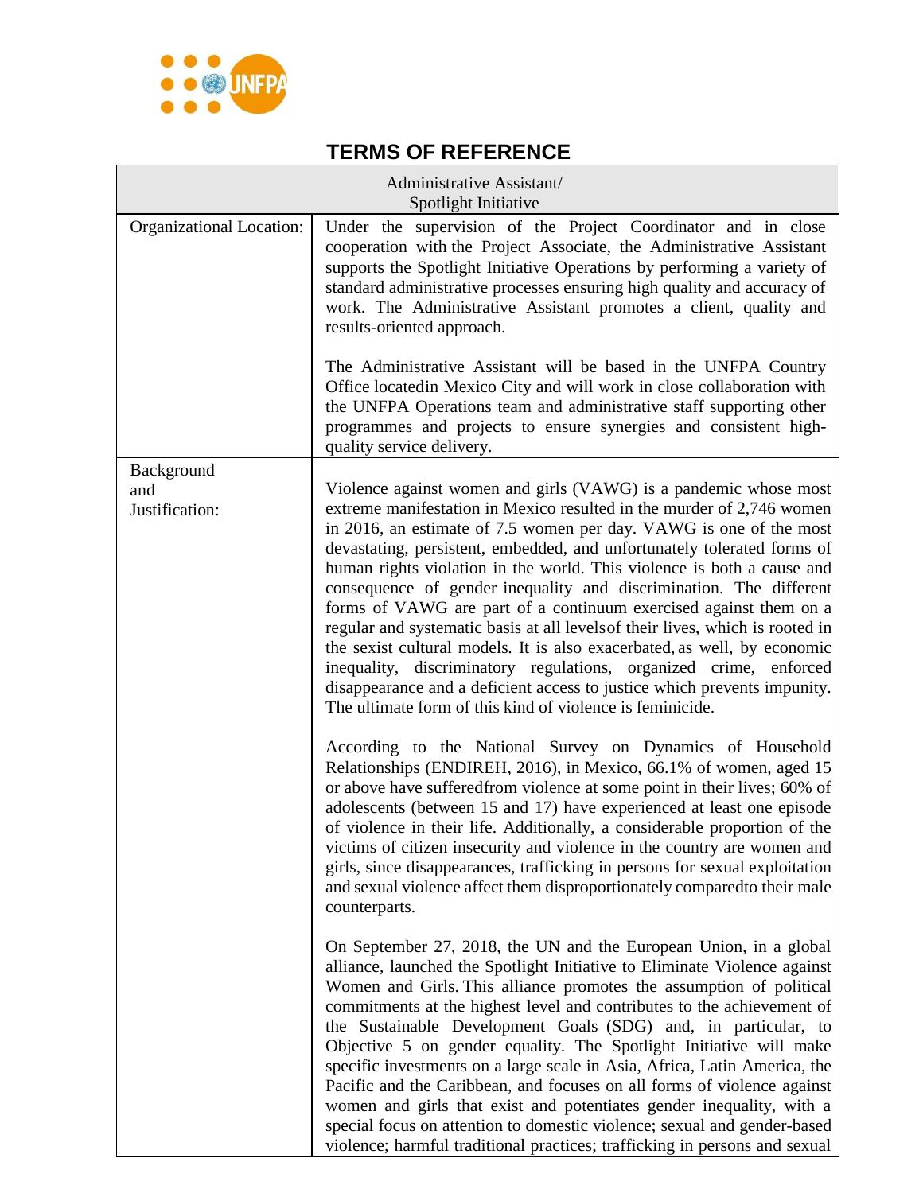## TERMS OF REFERENCE

| Administrative Assistant/ Spotlight Initiative | |
|---|---|
| Organizational Location: | Under the supervision of the Project Coordinator and in close cooperation with the Project Associate, the Administrative Assistant supports the Spotlight Initiative Operations by performing a variety of standard administrative processes ensuring high quality and accuracy of work. The Administrative Assistant promotes a client, quality and results-oriented approach.<br><br>The Administrative Assistant will be based in the UNFPA Country Office locatedin Mexico City and will work in close collaboration with the UNFPA Operations team and administrative staff supporting other programmes and projects to ensure synergies and consistent high-quality service delivery. |
| Background and Justification: | Violence against women and girls (VAWG) is a pandemic whose most extreme manifestation in Mexico resulted in the murder of 2,746 women in 2016, an estimate of 7.5 women per day. VAWG is one of the most devastating, persistent, embedded, and unfortunately tolerated forms of human rights violation in the world. This violence is both a cause and consequence of gender inequality and discrimination. The different forms of VAWG are part of a continuum exercised against them on a regular and systematic basis at all levelsof their lives, which is rooted in the sexist cultural models. It is also exacerbated, as well, by economic inequality, discriminatory regulations, organized crime, enforced disappearance and a deficient access to justice which prevents impunity. The ultimate form of this kind of violence is feminicide.<br><br>According to the National Survey on Dynamics of Household Relationships (ENDIREH, 2016), in Mexico, 66.1% of women, aged 15 or above have sufferedfrom violence at some point in their lives; 60% of adolescents (between 15 and 17) have experienced at least one episode of violence in their life. Additionally, a considerable proportion of the victims of citizen insecurity and violence in the country are women and girls, since disappearances, trafficking in persons for sexual exploitation and sexual violence affect them disproportionately comparedto their male counterparts.<br><br>On September 27, 2018, the UN and the European Union, in a global alliance, launched the Spotlight Initiative to Eliminate Violence against Women and Girls. This alliance promotes the assumption of political commitments at the highest level and contributes to the achievement of the Sustainable Development Goals (SDG) and, in particular, to Objective 5 on gender equality. The Spotlight Initiative will make specific investments on a large scale in Asia, Africa, Latin America, the Pacific and the Caribbean, and focuses on all forms of violence against women and girls that exist and potentiates gender inequality, with a special focus on attention to domestic violence; sexual and gender-based violence; harmful traditional practices; trafficking in persons and sexual |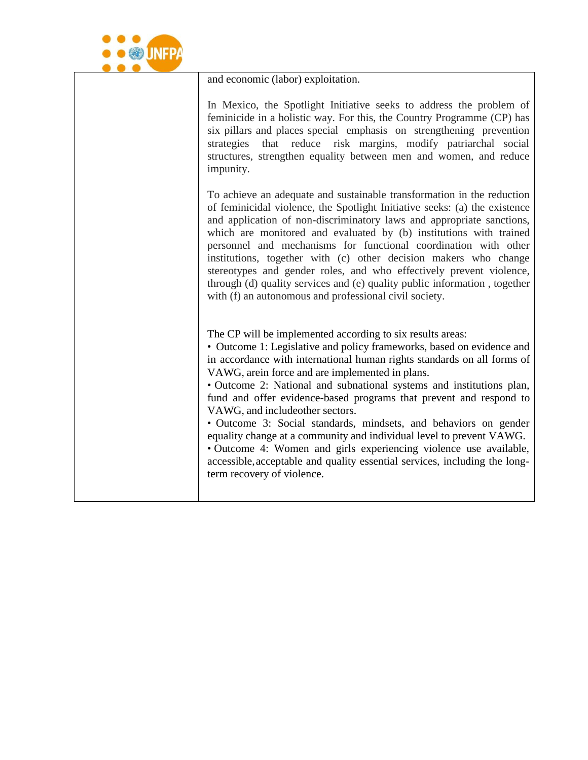| | and economic (labor) exploitation.<br><br>In Mexico, the Spotlight Initiative seeks to address the problem of feminicide in a holistic way. For this, the Country Programme (CP) has six pillars and places special emphasis on strengthening prevention strategies that reduce risk margins, modify patriarchal social structures, strengthen equality between men and women, and reduce impunity.<br><br>To achieve an adequate and sustainable transformation in the reduction of feminicidal violence, the Spotlight Initiative seeks: (a) the existence and application of non-discriminatory laws and appropriate sanctions, which are monitored and evaluated by (b) institutions with trained personnel and mechanisms for functional coordination with other institutions, together with (c) other decision makers who change stereotypes and gender roles, and who effectively prevent violence, through (d) quality services and (e) quality public information , together with (f) an autonomous and professional civil society.<br><br>The CP will be implemented according to six results areas:<br>• Outcome 1: Legislative and policy frameworks, based on evidence and in accordance with international human rights standards on all forms of VAWG, arein force and are implemented in plans.<br>• Outcome 2: National and subnational systems and institutions plan, fund and offer evidence-based programs that prevent and respond to VAWG, and includeother sectors.<br>• Outcome 3: Social standards, mindsets, and behaviors on gender equality change at a community and individual level to prevent VAWG.<br>• Outcome 4: Women and girls experiencing violence use available, accessible, acceptable and quality essential services, including the long-term recovery of violence. |
|---|---|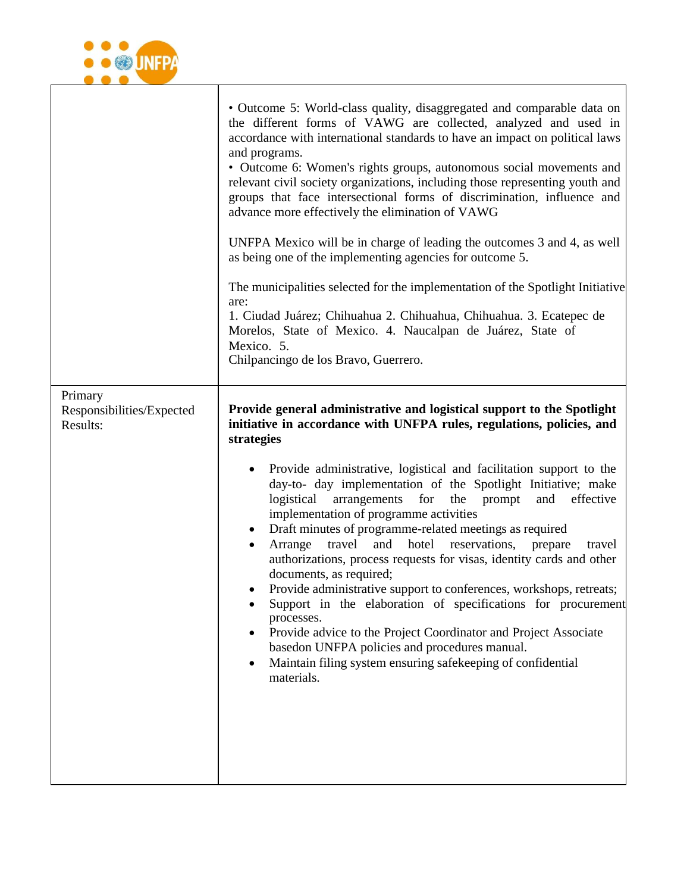| | |
|---|---|
| | • Outcome 5: World-class quality, disaggregated and comparable data on the different forms of VAWG are collected, analyzed and used in accordance with international standards to have an impact on political laws and programs.<br>• Outcome 6: Women's rights groups, autonomous social movements and relevant civil society organizations, including those representing youth and groups that face intersectional forms of discrimination, influence and advance more effectively the elimination of VAWG<br><br>UNFPA Mexico will be in charge of leading the outcomes 3 and 4, as well as being one of the implementing agencies for outcome 5.<br><br>The municipalities selected for the implementation of the Spotlight Initiative are:<br>1. Ciudad Juárez; Chihuahua 2. Chihuahua, Chihuahua. 3. Ecatepec de Morelos, State of Mexico. 4. Naucalpan de Juárez, State of Mexico. 5. Chilpancingo de los Bravo, Guerrero. |
| Primary Responsibilities/Expected Results: | **Provide general administrative and logistical support to the Spotlight initiative in accordance with UNFPA rules, regulations, policies, and strategies**<br><br>• Provide administrative, logistical and facilitation support to the day-to- day implementation of the Spotlight Initiative; make logistical arrangements for the prompt and effective implementation of programme activities<br>• Draft minutes of programme-related meetings as required<br>• Arrange travel and hotel reservations, prepare travel authorizations, process requests for visas, identity cards and other documents, as required;<br>• Provide administrative support to conferences, workshops, retreats;<br>• Support in the elaboration of specifications for procurement processes.<br>• Provide advice to the Project Coordinator and Project Associate basedon UNFPA policies and procedures manual.<br>• Maintain filing system ensuring safekeeping of confidential materials. |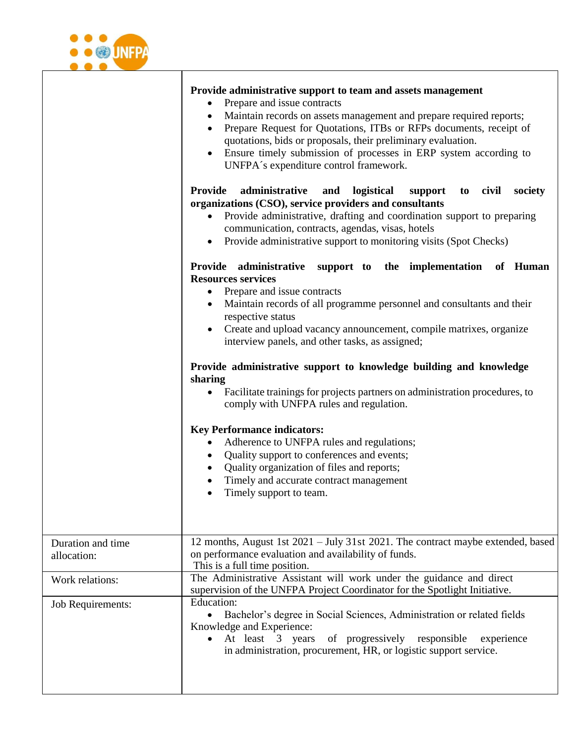| | |
|---|---|
| | **Provide administrative support to team and assets management**<br>• Prepare and issue contracts<br>• Maintain records on assets management and prepare required reports;<br>• Prepare Request for Quotations, ITBs or RFPs documents, receipt of quotations, bids or proposals, their preliminary evaluation.<br>• Ensure timely submission of processes in ERP system according to UNFPA´s expenditure control framework.<br><br>**Provide administrative and logistical support to civil society organizations (CSO), service providers and consultants**<br>• Provide administrative, drafting and coordination support to preparing communication, contracts, agendas, visas, hotels<br>• Provide administrative support to monitoring visits (Spot Checks)<br><br>**Provide administrative support to the implementation of Human Resources services**<br>• Prepare and issue contracts<br>• Maintain records of all programme personnel and consultants and their respective status<br>• Create and upload vacancy announcement, compile matrixes, organize interview panels, and other tasks, as assigned;<br><br>**Provide administrative support to knowledge building and knowledge sharing**<br>• Facilitate trainings for projects partners on administration procedures, to comply with UNFPA rules and regulation.<br><br>**Key Performance indicators:**<br>• Adherence to UNFPA rules and regulations;<br>• Quality support to conferences and events;<br>• Quality organization of files and reports;<br>• Timely and accurate contract management<br>• Timely support to team. |
| Duration and time allocation: | 12 months, August 1st 2021 – July 31st 2021. The contract maybe extended, based on performance evaluation and availability of funds.<br>This is a full time position. |
| Work relations: | The Administrative Assistant will work under the guidance and direct supervision of the UNFPA Project Coordinator for the Spotlight Initiative. |
| Job Requirements: | Education:<br>• Bachelor's degree in Social Sciences, Administration or related fields<br>Knowledge and Experience:<br>• At least 3 years of progressively responsible experience in administration, procurement, HR, or logistic support service. |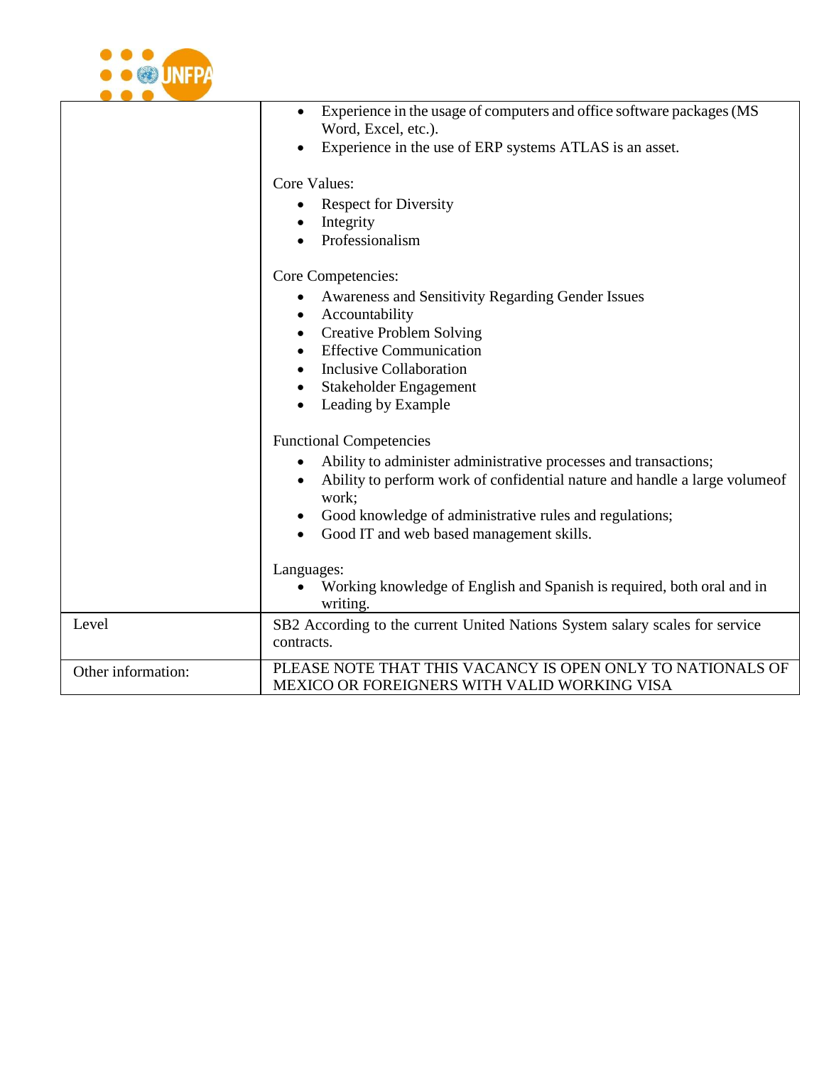| | |
|---|---|
| | • Experience in the usage of computers and office software packages (MS Word, Excel, etc.).<br>• Experience in the use of ERP systems ATLAS is an asset.<br><br>Core Values:<br>• Respect for Diversity<br>• Integrity<br>• Professionalism<br><br>Core Competencies:<br>• Awareness and Sensitivity Regarding Gender Issues<br>• Accountability<br>• Creative Problem Solving<br>• Effective Communication<br>• Inclusive Collaboration<br>• Stakeholder Engagement<br>• Leading by Example<br><br>Functional Competencies<br>• Ability to administer administrative processes and transactions;<br>• Ability to perform work of confidential nature and handle a large volumeof work;<br>• Good knowledge of administrative rules and regulations;<br>• Good IT and web based management skills.<br><br>Languages:<br>• Working knowledge of English and Spanish is required, both oral and in writing. |
| Level | SB2 According to the current United Nations System salary scales for service contracts. |
| Other information: | PLEASE NOTE THAT THIS VACANCY IS OPEN ONLY TO NATIONALS OF MEXICO OR FOREIGNERS WITH VALID WORKING VISA |